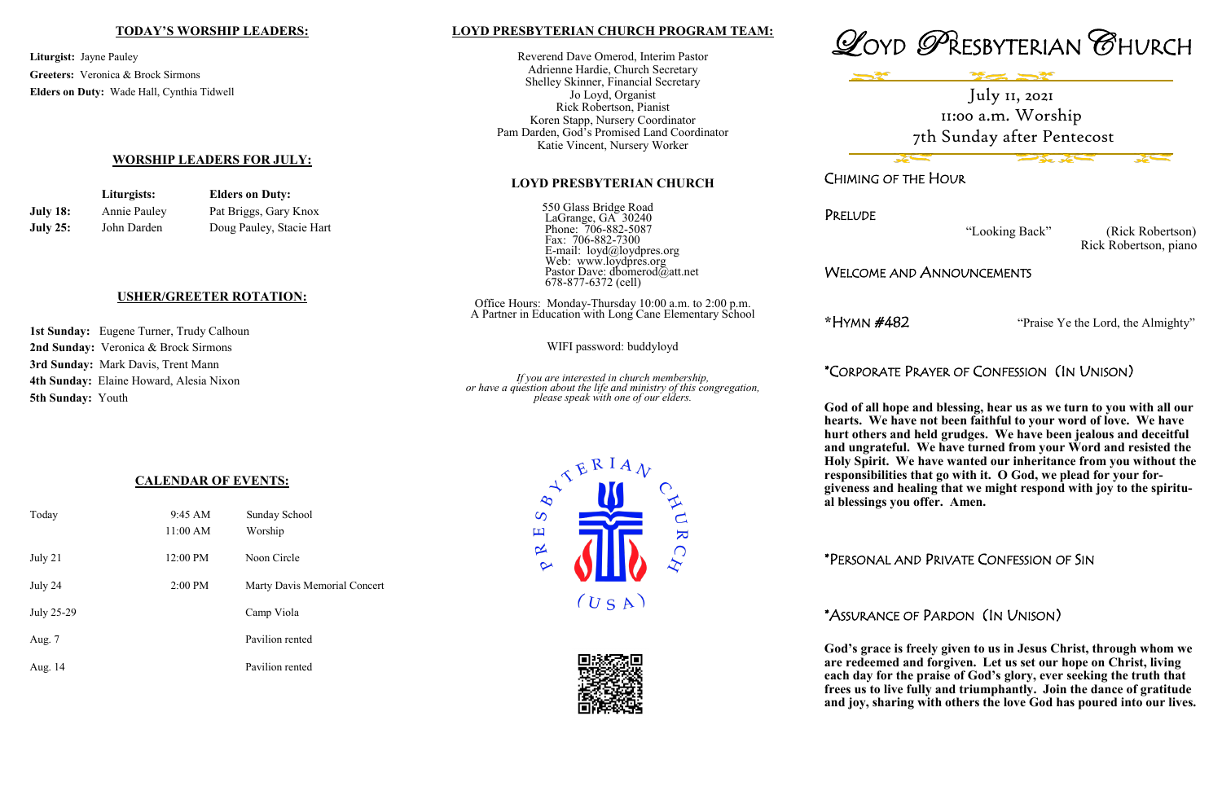## TODAY'S WORSHIP LEADERS:

**Liturgist:** Jayne Pauley
**Greeters:** Veronica & Brock Sirmons
**Elders on Duty:** Wade Hall, Cynthia Tidwell

## WORSHIP LEADERS FOR JULY:

| | Liturgists: | Elders on Duty: |
|---|---|---|
| **July 18:** | Annie Pauley | Pat Briggs, Gary Knox |
| **July 25:** | John Darden | Doug Pauley, Stacie Hart |

## USHER/GREETER ROTATION:

**1st Sunday:** Eugene Turner, Trudy Calhoun
**2nd Sunday:** Veronica & Brock Sirmons
**3rd Sunday:** Mark Davis, Trent Mann
**4th Sunday:** Elaine Howard, Alesia Nixon
**5th Sunday:** Youth

## CALENDAR OF EVENTS:

| | | |
|---|---|---|
| Today | 9:45 AM | Sunday School |
| | 11:00 AM | Worship |
| July 21 | 12:00 PM | Noon Circle |
| July 24 | 2:00 PM | Marty Davis Memorial Concert |
| July 25-29 | | Camp Viola |
| Aug. 7 | | Pavilion rented |
| Aug. 14 | | Pavilion rented |

## LOYD PRESBYTERIAN CHURCH PROGRAM TEAM:

Reverend Dave Omerod, Interim Pastor
Adrienne Hardie, Church Secretary
Shelley Skinner, Financial Secretary
Jo Loyd, Organist
Rick Robertson, Pianist
Koren Stapp, Nursery Coordinator
Pam Darden, God's Promised Land Coordinator
Katie Vincent, Nursery Worker

## LOYD PRESBYTERIAN CHURCH

550 Glass Bridge Road
LaGrange, GA 30240
Phone: 706-882-5087
Fax: 706-882-7300
E-mail: loyd@loydpres.org
Web: www.loydpres.org
Pastor Dave: dbomerod@att.net
678-877-6372 (cell)

Office Hours: Monday-Thursday 10:00 a.m. to 2:00 p.m.
A Partner in Education with Long Cane Elementary School

WIFI password: buddyloyd

*If you are interested in church membership, or have a question about the life and ministry of this congregation, please speak with one of our elders.*

# LOYD PRESBYTERIAN CHURCH

July 11, 2021
11:00 a.m. Worship
7th Sunday after Pentecost

### CHIMING OF THE HOUR

### PRELUDE

"Looking Back" (Rick Robertson)
Rick Robertson, piano

### WELCOME AND ANNOUNCEMENTS

### *HYMN #482 "Praise Ye the Lord, the Almighty"

### *CORPORATE PRAYER OF CONFESSION (IN UNISON)

**God of all hope and blessing, hear us as we turn to you with all our hearts. We have not been faithful to your word of love. We have hurt others and held grudges. We have been jealous and deceitful and ungrateful. We have turned from your Word and resisted the Holy Spirit. We have wanted our inheritance from you without the responsibilities that go with it. O God, we plead for your forgiveness and healing that we might respond with joy to the spiritual blessings you offer. Amen.**

### *PERSONAL AND PRIVATE CONFESSION OF SIN

### *ASSURANCE OF PARDON (IN UNISON)

**God's grace is freely given to us in Jesus Christ, through whom we are redeemed and forgiven. Let us set our hope on Christ, living each day for the praise of God's glory, ever seeking the truth that frees us to live fully and triumphantly. Join the dance of gratitude and joy, sharing with others the love God has poured into our lives.**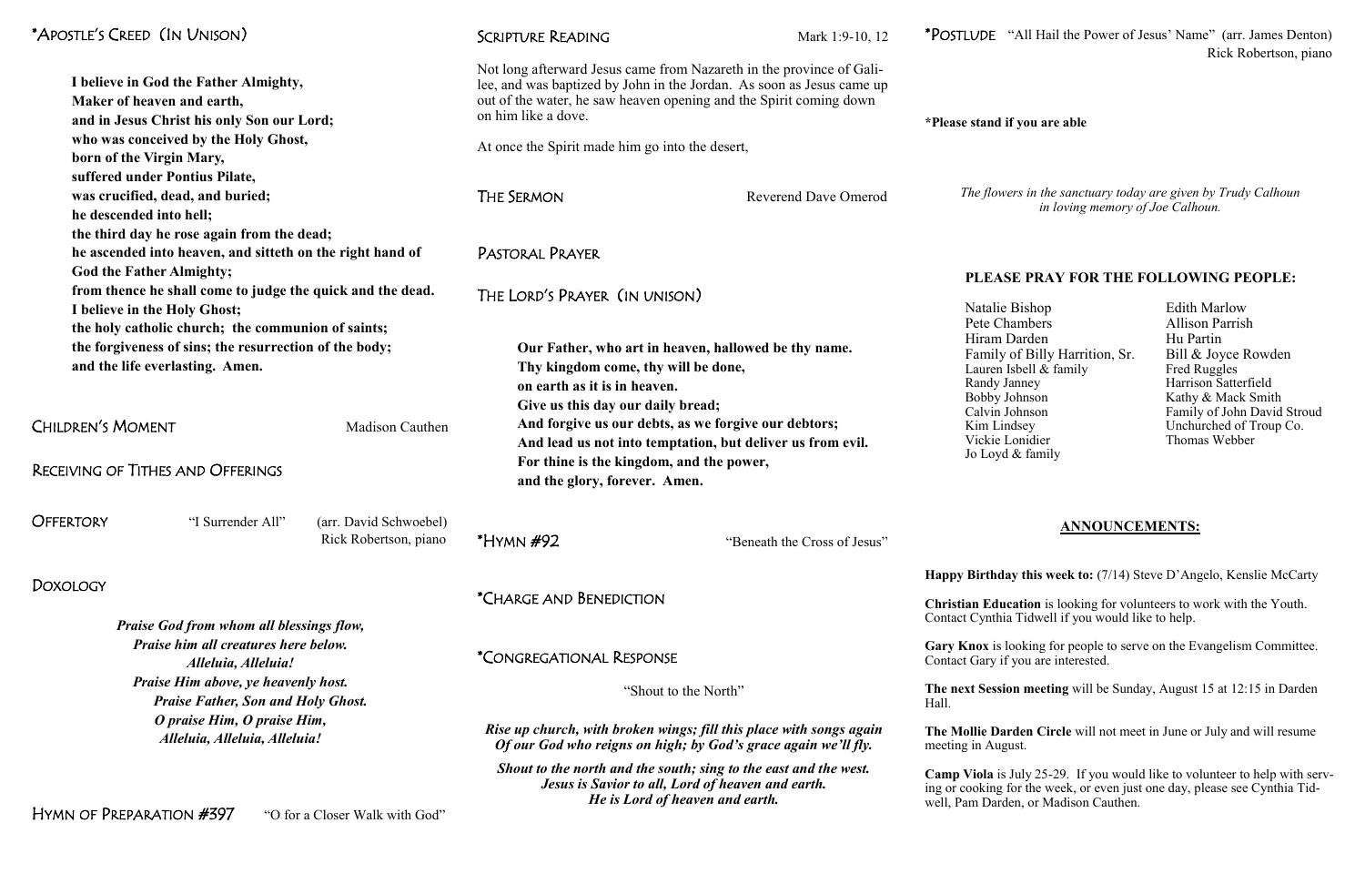## *APOSTLE'S CREED (IN UNISON)

**I believe in God the Father Almighty,**
**Maker of heaven and earth,**
**and in Jesus Christ his only Son our Lord;**
**who was conceived by the Holy Ghost,**
**born of the Virgin Mary,**
**suffered under Pontius Pilate,**
**was crucified, dead, and buried;**
**he descended into hell;**
**the third day he rose again from the dead;**
**he ascended into heaven, and sitteth on the right hand of God the Father Almighty;**
**from thence he shall come to judge the quick and the dead.**
**I believe in the Holy Ghost;**
**the holy catholic church; the communion of saints;**
**the forgiveness of sins; the resurrection of the body;**
**and the life everlasting. Amen.**

## CHILDREN'S MOMENT — Madison Cauthen

## RECEIVING OF TITHES AND OFFERINGS

## OFFERTORY — "I Surrender All" (arr. David Schwoebel)
Rick Robertson, piano

## DOXOLOGY

***Praise God from whom all blessings flow,***
***Praise him all creatures here below.***
***Alleluia, Alleluia!***
***Praise Him above, ye heavenly host.***
***Praise Father, Son and Holy Ghost.***
***O praise Him, O praise Him,***
***Alleluia, Alleluia, Alleluia!***

## HYMN OF PREPARATION #397 — "O for a Closer Walk with God"

## SCRIPTURE READING — Mark 1:9-10, 12

Not long afterward Jesus came from Nazareth in the province of Galilee, and was baptized by John in the Jordan. As soon as Jesus came up out of the water, he saw heaven opening and the Spirit coming down on him like a dove.

At once the Spirit made him go into the desert,

## THE SERMON — Reverend Dave Omerod

## PASTORAL PRAYER

## THE LORD'S PRAYER (IN UNISON)

**Our Father, who art in heaven, hallowed be thy name.**
**Thy kingdom come, thy will be done,**
**on earth as it is in heaven.**
**Give us this day our daily bread;**
**And forgive us our debts, as we forgive our debtors;**
**And lead us not into temptation, but deliver us from evil.**
**For thine is the kingdom, and the power,**
**and the glory, forever. Amen.**

## *HYMN #92 — "Beneath the Cross of Jesus"

## *CHARGE AND BENEDICTION

## *CONGREGATIONAL RESPONSE

"Shout to the North"

***Rise up church, with broken wings; fill this place with songs again***
***Of our God who reigns on high; by God's grace again we'll fly.***

***Shout to the north and the south; sing to the east and the west.***
***Jesus is Savior to all, Lord of heaven and earth.***
***He is Lord of heaven and earth.***

## *POSTLUDE — "All Hail the Power of Jesus' Name" (arr. James Denton)
Rick Robertson, piano

**\*Please stand if you are able**

*The flowers in the sanctuary today are given by Trudy Calhoun in loving memory of Joe Calhoun.*

### PLEASE PRAY FOR THE FOLLOWING PEOPLE:

Natalie Bishop
Pete Chambers
Hiram Darden
Family of Billy Harrition, Sr.
Lauren Isbell & family
Randy Janney
Bobby Johnson
Calvin Johnson
Kim Lindsey
Vickie Lonidier
Jo Loyd & family
Edith Marlow
Allison Parrish
Hu Partin
Bill & Joyce Rowden
Fred Ruggles
Harrison Satterfield
Kathy & Mack Smith
Family of John David Stroud
Unchurched of Troup Co.
Thomas Webber

### ANNOUNCEMENTS:

**Happy Birthday this week to:** (7/14) Steve D'Angelo, Kenslie McCarty

**Christian Education** is looking for volunteers to work with the Youth. Contact Cynthia Tidwell if you would like to help.

**Gary Knox** is looking for people to serve on the Evangelism Committee. Contact Gary if you are interested.

**The next Session meeting** will be Sunday, August 15 at 12:15 in Darden Hall.

**The Mollie Darden Circle** will not meet in June or July and will resume meeting in August.

**Camp Viola** is July 25-29. If you would like to volunteer to help with serving or cooking for the week, or even just one day, please see Cynthia Tidwell, Pam Darden, or Madison Cauthen.